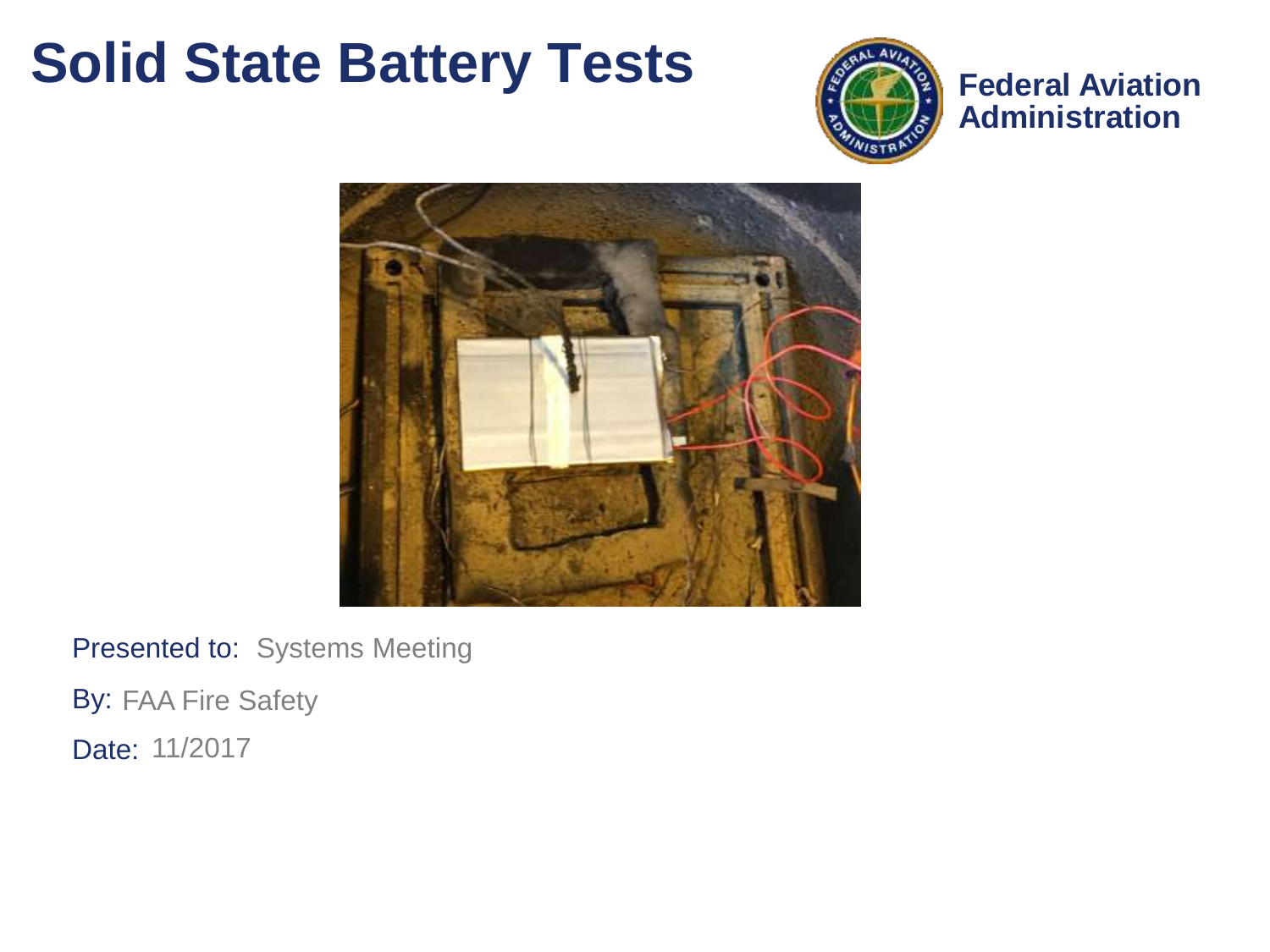# Solid State Battery Tests

**Federal Aviation Administration**

Presented to: Systems Meeting

By: FAA Fire Safety

Date: 11/2017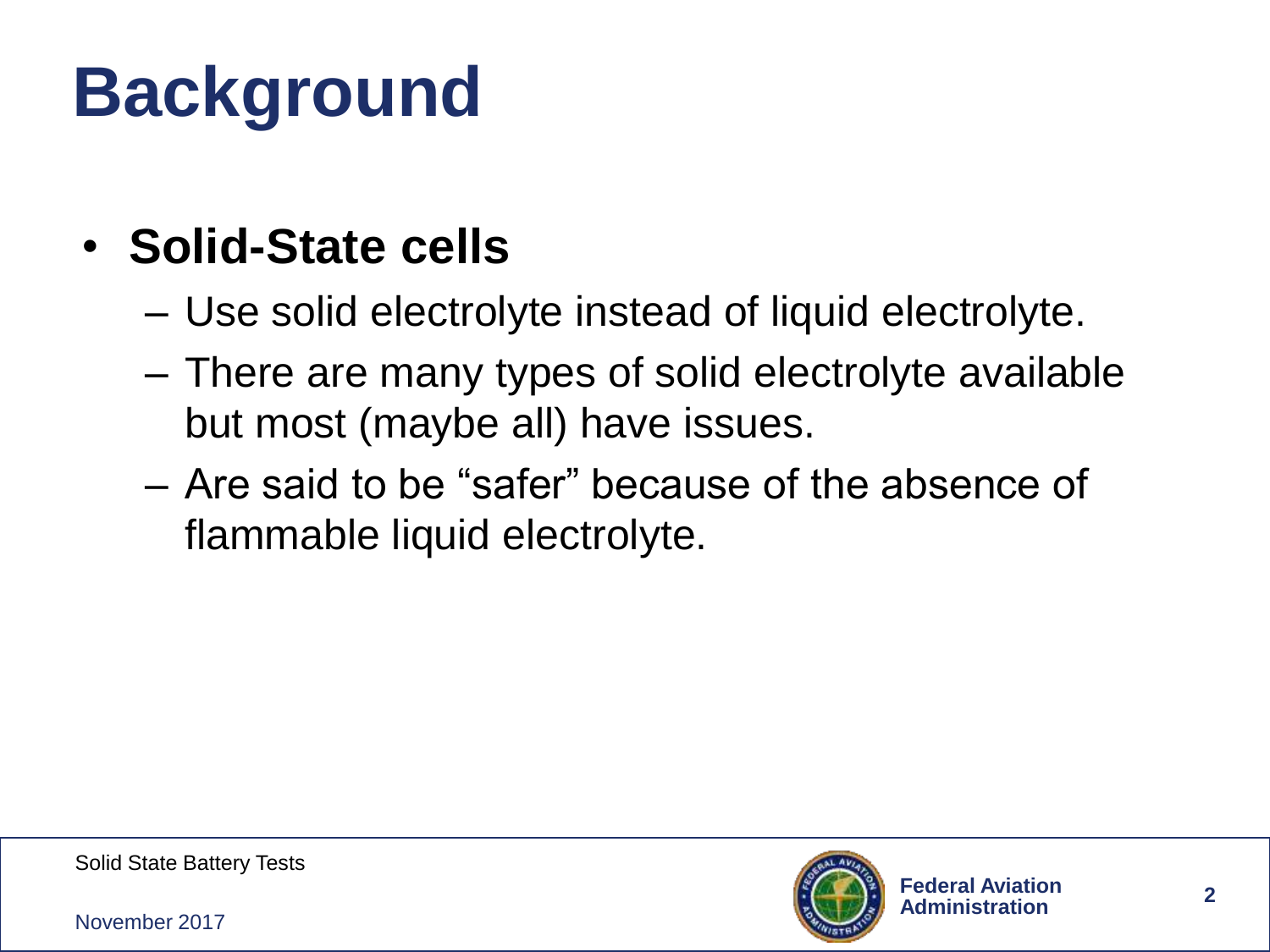# Background

- **Solid-State cells**
  - Use solid electrolyte instead of liquid electrolyte.
  - There are many types of solid electrolyte available but most (maybe all) have issues.
  - Are said to be "safer" because of the absence of flammable liquid electrolyte.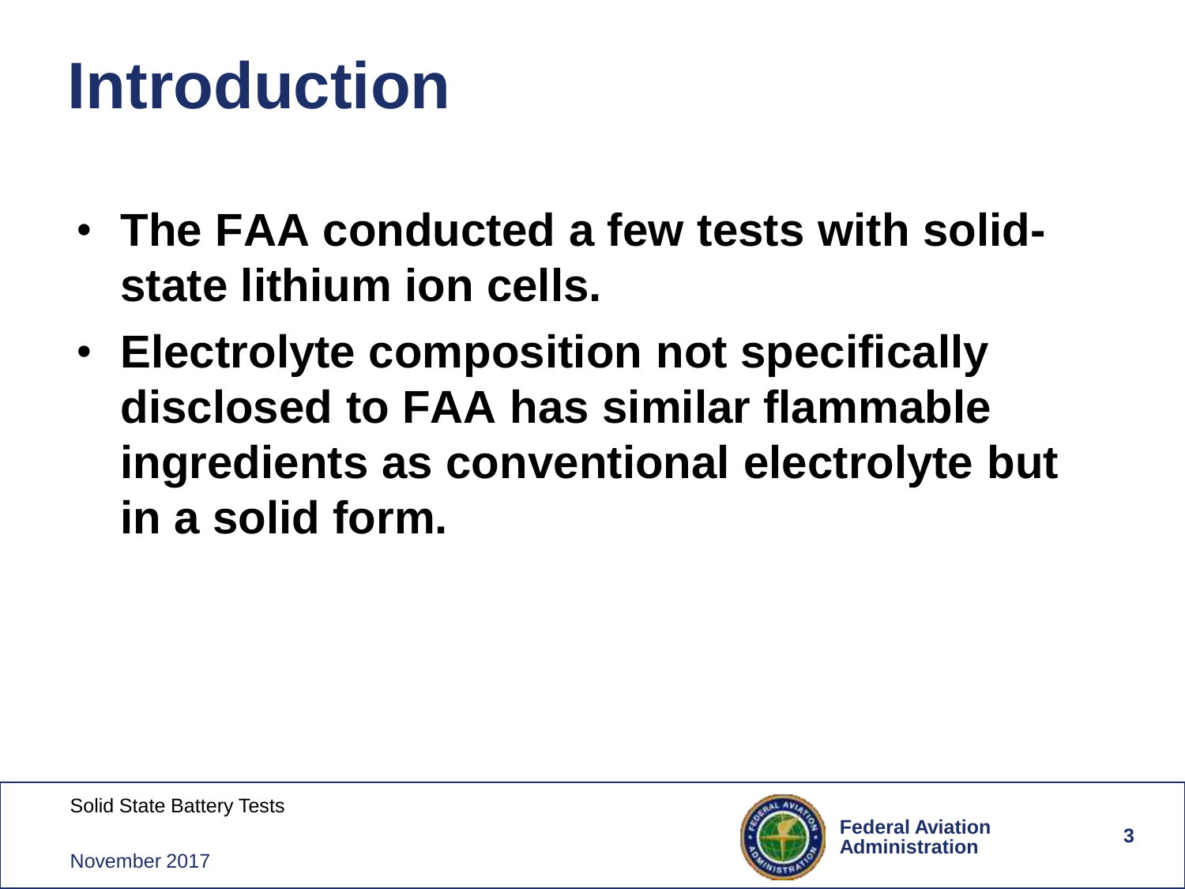# Introduction

- **The FAA conducted a few tests with solid-state lithium ion cells.**
- **Electrolyte composition not specifically disclosed to FAA has similar flammable ingredients as conventional electrolyte but in a solid form.**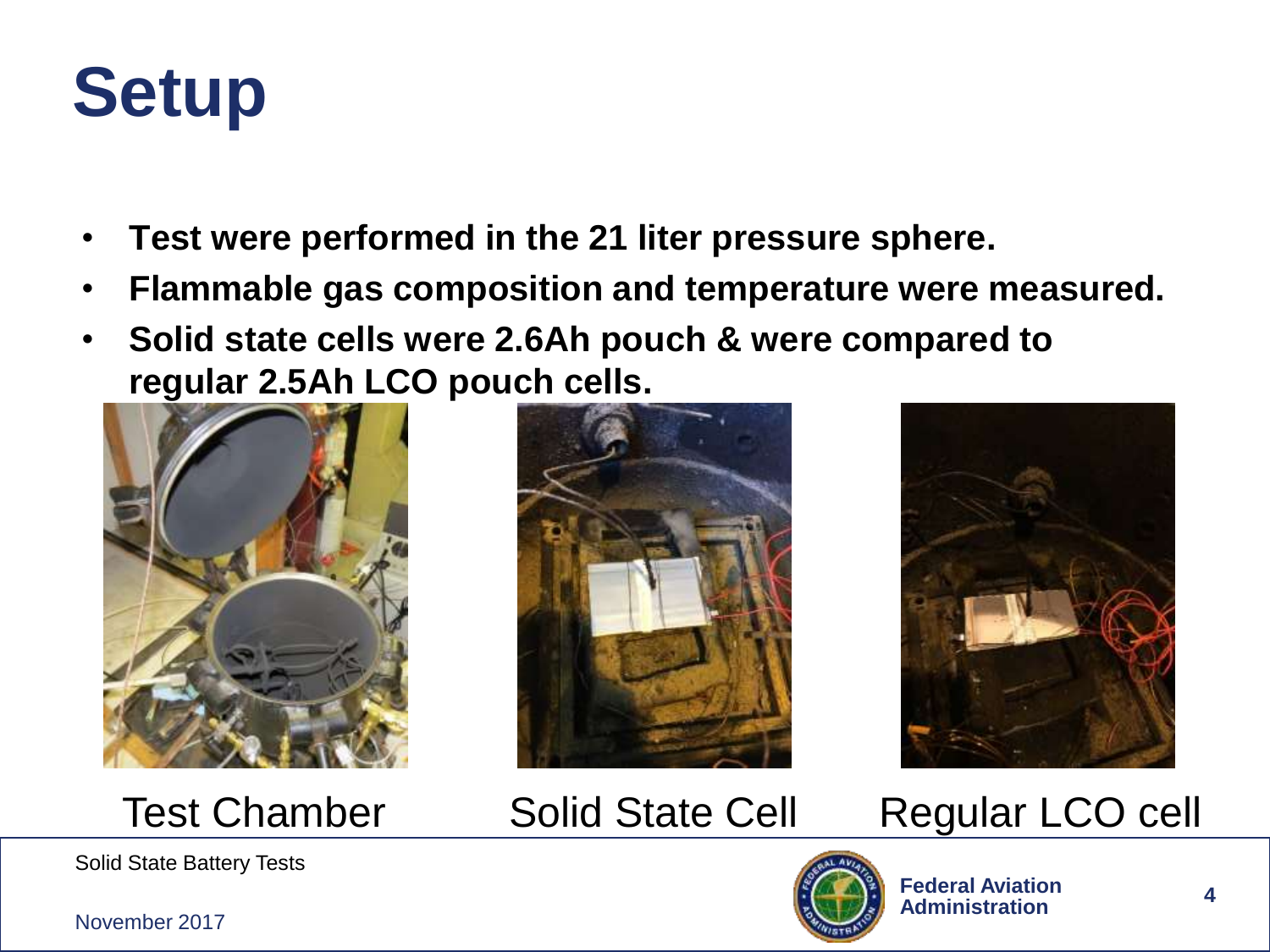# Setup

- **Test were performed in the 21 liter pressure sphere.**
- **Flammable gas composition and temperature were measured.**
- **Solid state cells were 2.6Ah pouch & were compared to regular 2.5Ah LCO pouch cells.**

Test Chamber

Solid State Cell

Regular LCO cell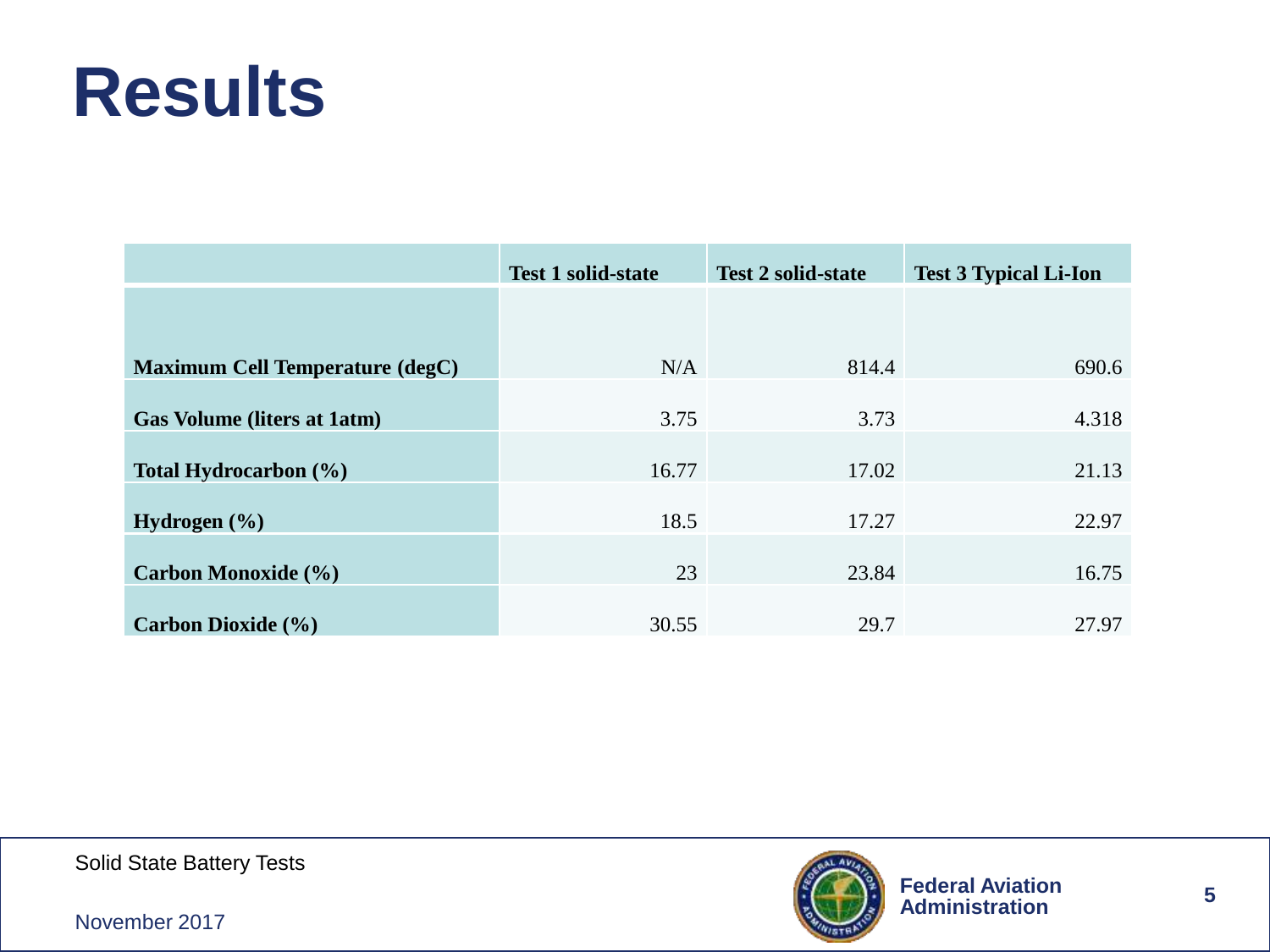# Results

| | Test 1 solid-state | Test 2 solid-state | Test 3 Typical Li-Ion |
|---|---|---|---|
| **Maximum Cell Temperature (degC)** | N/A | 814.4 | 690.6 |
| **Gas Volume (liters at 1atm)** | 3.75 | 3.73 | 4.318 |
| **Total Hydrocarbon (%)** | 16.77 | 17.02 | 21.13 |
| **Hydrogen (%)** | 18.5 | 17.27 | 22.97 |
| **Carbon Monoxide (%)** | 23 | 23.84 | 16.75 |
| **Carbon Dioxide (%)** | 30.55 | 29.7 | 27.97 |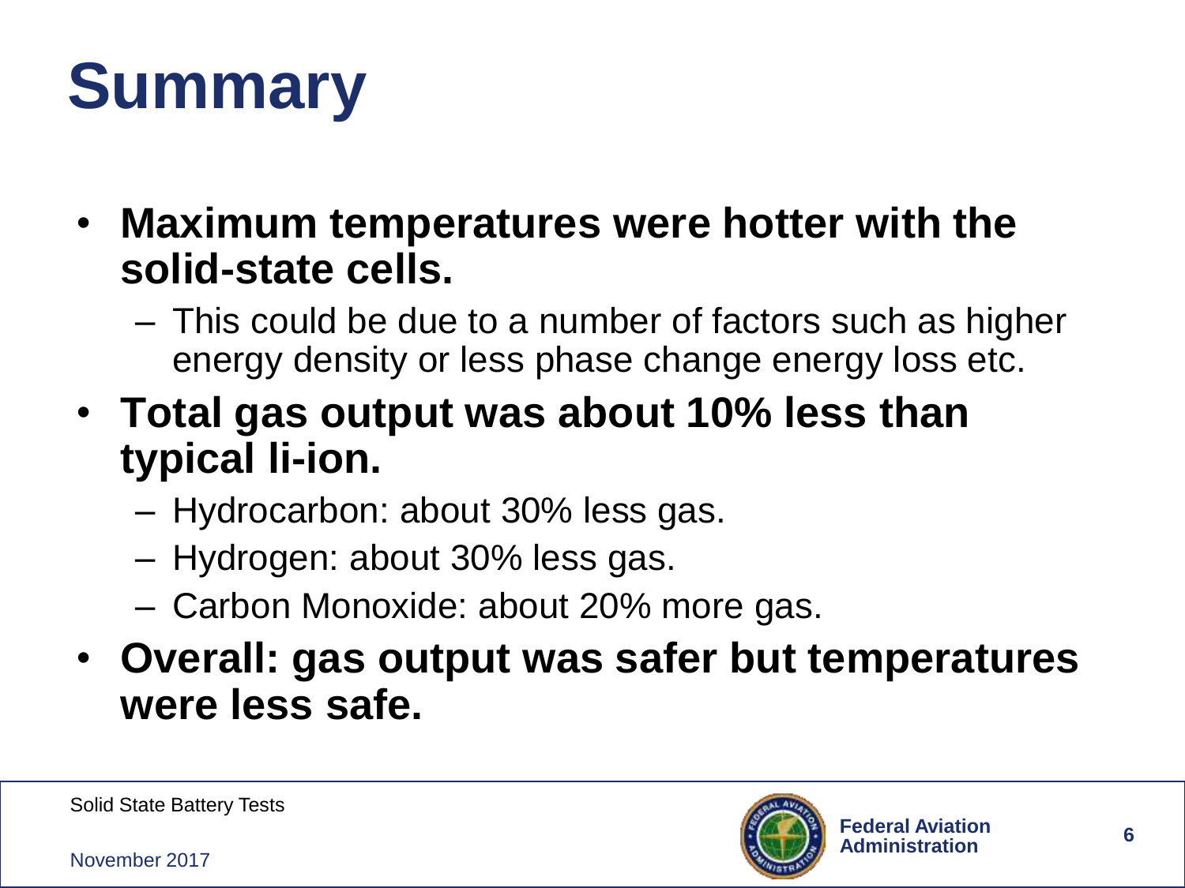# Summary

- **Maximum temperatures were hotter with the solid-state cells.**
  - This could be due to a number of factors such as higher energy density or less phase change energy loss etc.
- **Total gas output was about 10% less than typical li-ion.**
  - Hydrocarbon: about 30% less gas.
  - Hydrogen: about 30% less gas.
  - Carbon Monoxide: about 20% more gas.
- **Overall: gas output was safer but temperatures were less safe.**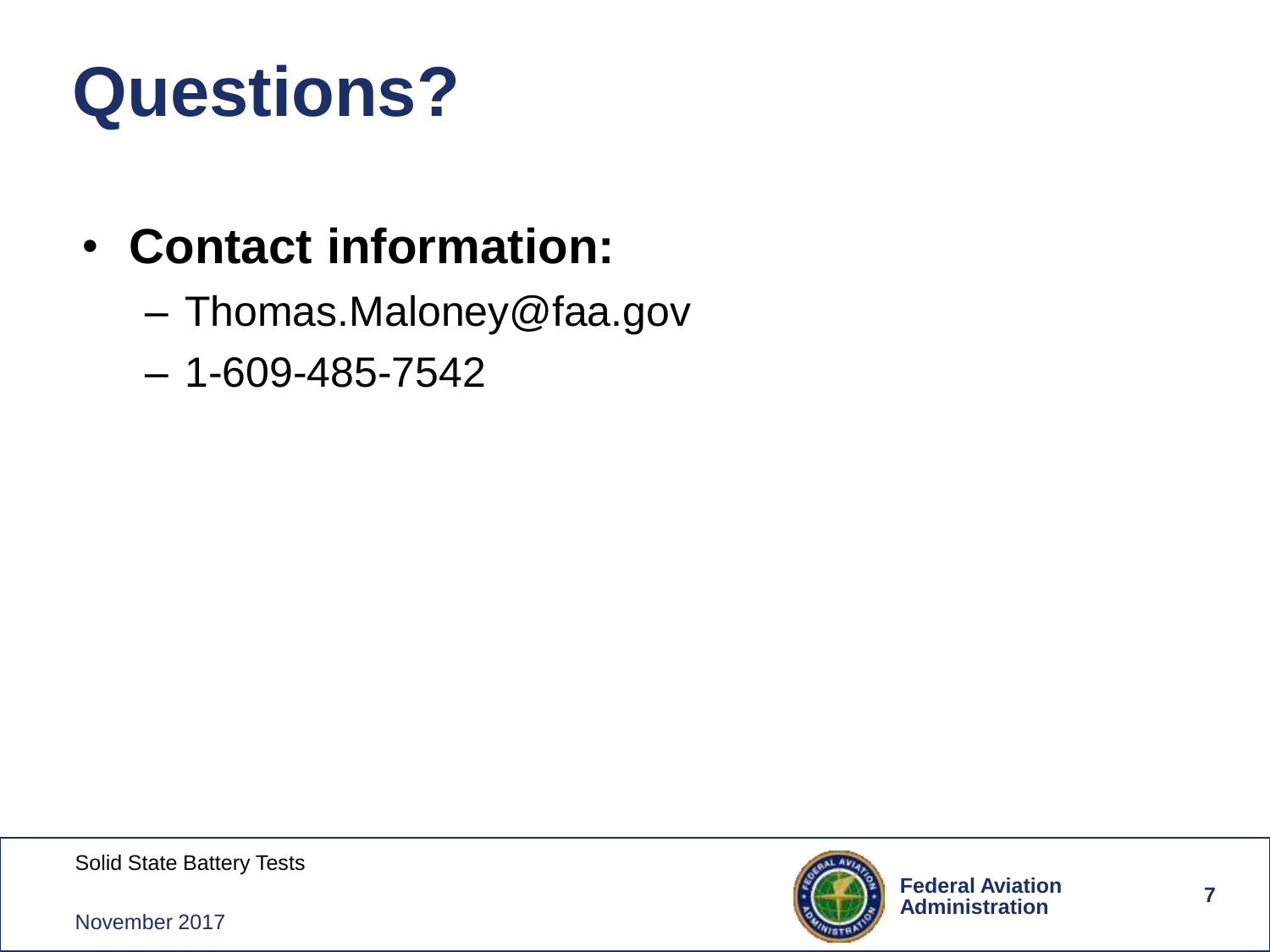# Questions?

- **Contact information:**
  - Thomas.Maloney@faa.gov
  - 1-609-485-7542